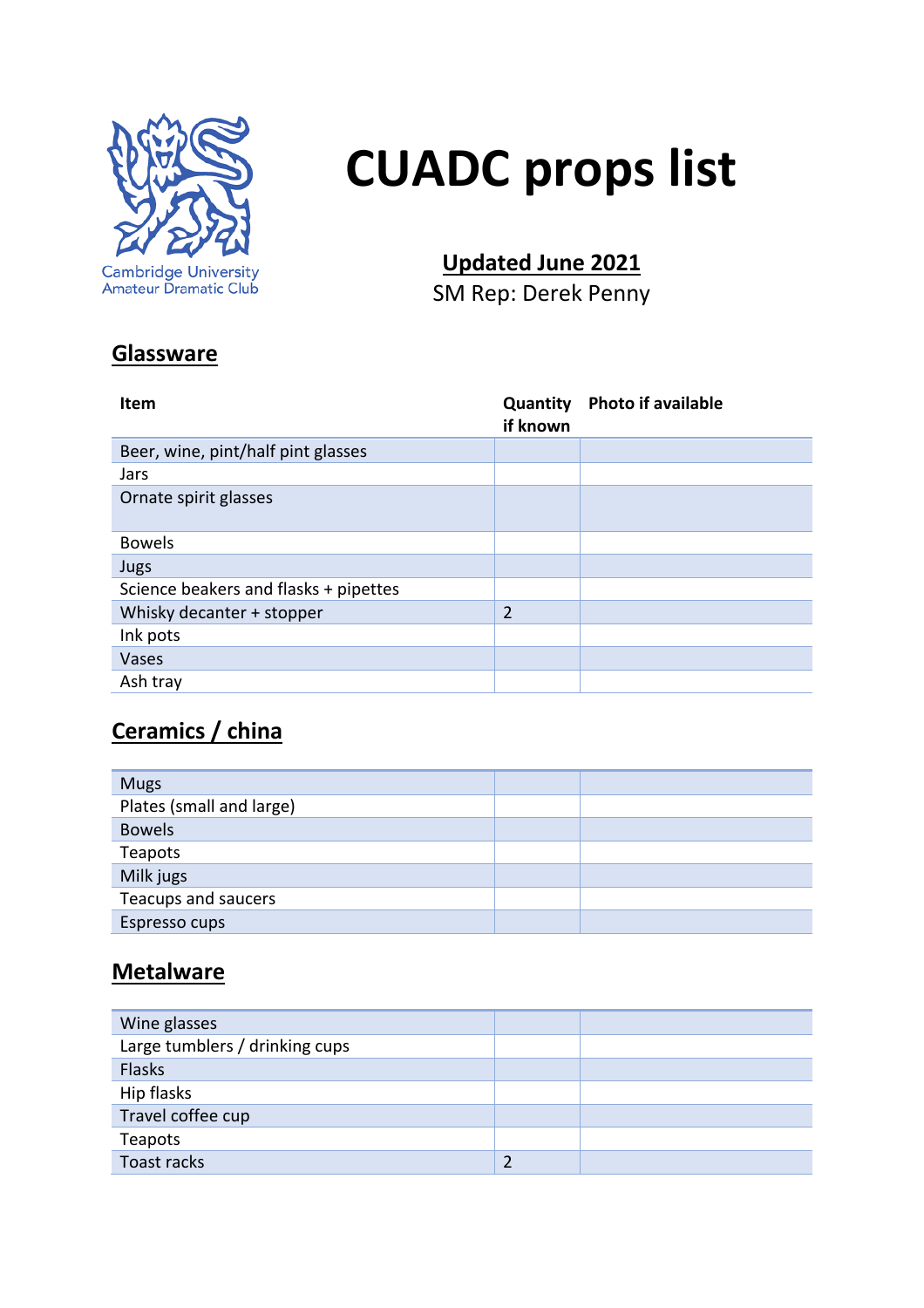Cambridge University
Amateur Dramatic Club

# CUADC props list

**Updated June 2021**

SM Rep: Derek Penny

## Glassware

| Item | Quantity if known | Photo if available |
|---|---|---|
| Beer, wine, pint/half pint glasses | | |
| Jars | | |
| Ornate spirit glasses | | |
| Bowels | | |
| Jugs | | |
| Science beakers and flasks + pipettes | | |
| Whisky decanter + stopper | 2 | |
| Ink pots | | |
| Vases | | |
| Ash tray | | |

## Ceramics / china

| Item | Quantity if known | Photo if available |
|---|---|---|
| Mugs | | |
| Plates (small and large) | | |
| Bowels | | |
| Teapots | | |
| Milk jugs | | |
| Teacups and saucers | | |
| Espresso cups | | |

## Metalware

| Item | Quantity if known | Photo if available |
|---|---|---|
| Wine glasses | | |
| Large tumblers / drinking cups | | |
| Flasks | | |
| Hip flasks | | |
| Travel coffee cup | | |
| Teapots | | |
| Toast racks | 2 | |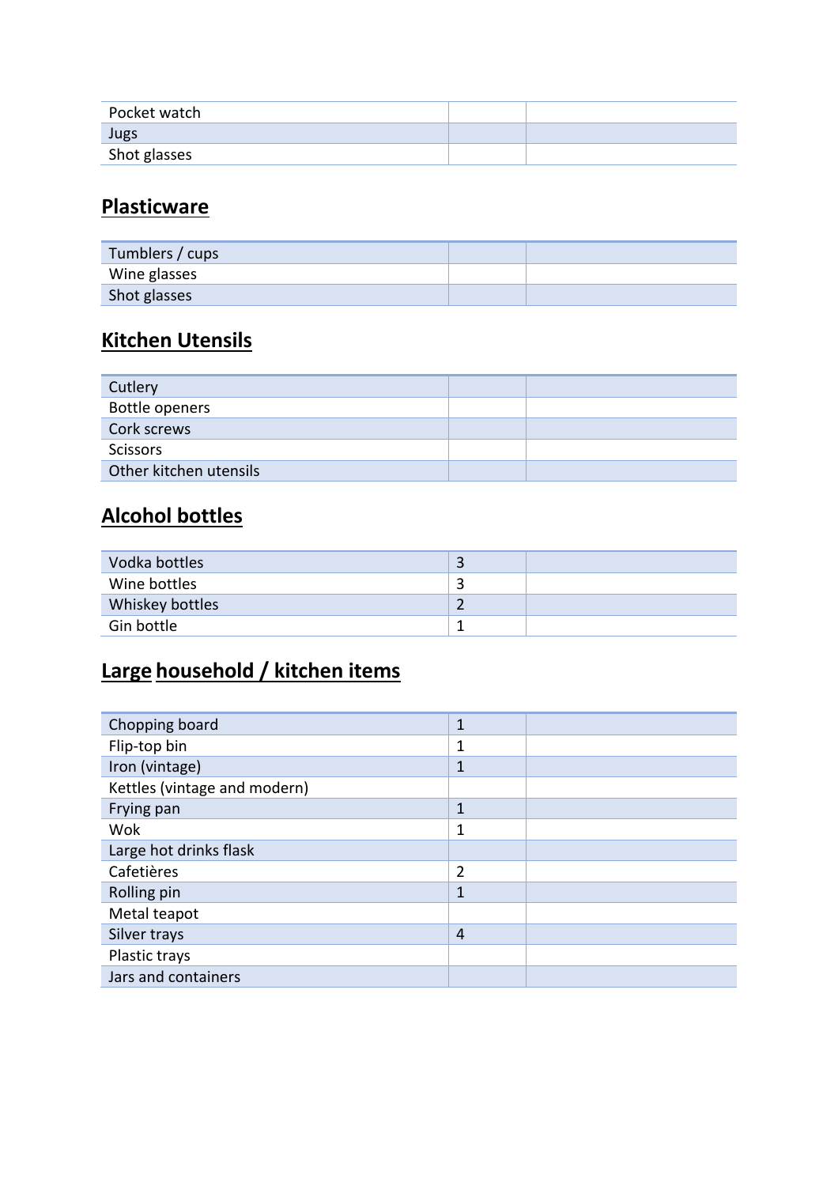| | | |
|---|---|---|
| Pocket watch | | |
| Jugs | | |
| Shot glasses | | |

## Plasticware

| | | |
|---|---|---|
| Tumblers / cups | | |
| Wine glasses | | |
| Shot glasses | | |

## Kitchen Utensils

| | | |
|---|---|---|
| Cutlery | | |
| Bottle openers | | |
| Cork screws | | |
| Scissors | | |
| Other kitchen utensils | | |

## Alcohol bottles

| | | |
|---|---|---|
| Vodka bottles | 3 | |
| Wine bottles | 3 | |
| Whiskey bottles | 2 | |
| Gin bottle | 1 | |

## Large household / kitchen items

| | | |
|---|---|---|
| Chopping board | 1 | |
| Flip-top bin | 1 | |
| Iron (vintage) | 1 | |
| Kettles (vintage and modern) | | |
| Frying pan | 1 | |
| Wok | 1 | |
| Large hot drinks flask | | |
| Cafetières | 2 | |
| Rolling pin | 1 | |
| Metal teapot | | |
| Silver trays | 4 | |
| Plastic trays | | |
| Jars and containers | | |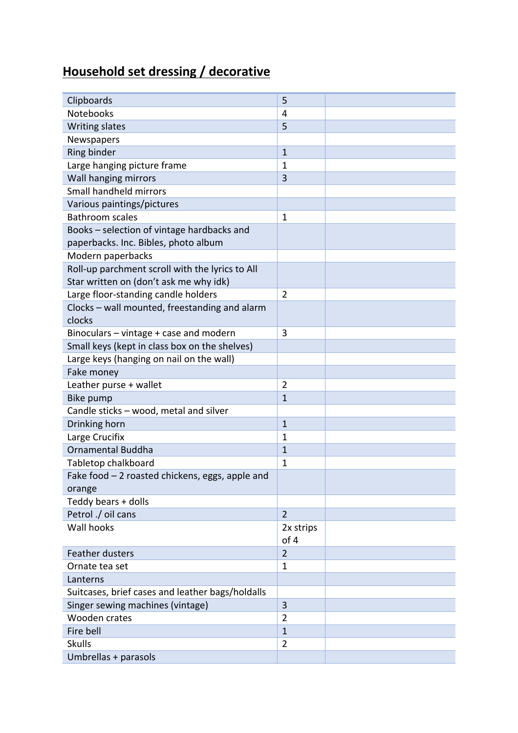## Household set dressing / decorative

| | | |
|---|---|---|
| Clipboards | 5 | |
| Notebooks | 4 | |
| Writing slates | 5 | |
| Newspapers | | |
| Ring binder | 1 | |
| Large hanging picture frame | 1 | |
| Wall hanging mirrors | 3 | |
| Small handheld mirrors | | |
| Various paintings/pictures | | |
| Bathroom scales | 1 | |
| Books – selection of vintage hardbacks and paperbacks. Inc. Bibles, photo album | | |
| Modern paperbacks | | |
| Roll-up parchment scroll with the lyrics to All Star written on (don't ask me why idk) | | |
| Large floor-standing candle holders | 2 | |
| Clocks – wall mounted, freestanding and alarm clocks | | |
| Binoculars – vintage + case and modern | 3 | |
| Small keys (kept in class box on the shelves) | | |
| Large keys (hanging on nail on the wall) | | |
| Fake money | | |
| Leather purse + wallet | 2 | |
| Bike pump | 1 | |
| Candle sticks – wood, metal and silver | | |
| Drinking horn | 1 | |
| Large Crucifix | 1 | |
| Ornamental Buddha | 1 | |
| Tabletop chalkboard | 1 | |
| Fake food – 2 roasted chickens, eggs, apple and orange | | |
| Teddy bears + dolls | | |
| Petrol ./ oil cans | 2 | |
| Wall hooks | 2x strips of 4 | |
| Feather dusters | 2 | |
| Ornate tea set | 1 | |
| Lanterns | | |
| Suitcases, brief cases and leather bags/holdalls | | |
| Singer sewing machines (vintage) | 3 | |
| Wooden crates | 2 | |
| Fire bell | 1 | |
| Skulls | 2 | |
| Umbrellas + parasols | | |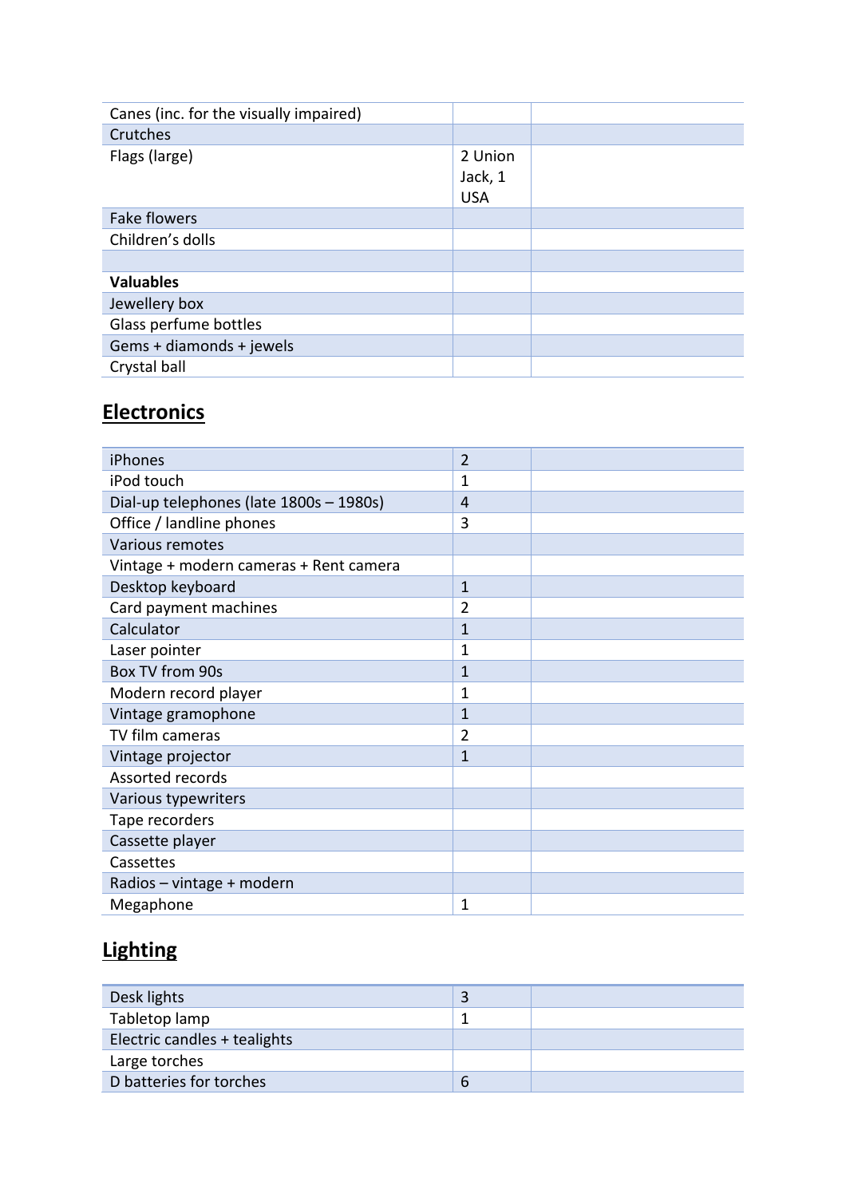| | | |
|---|---|---|
| Canes (inc. for the visually impaired) | | |
| Crutches | | |
| Flags (large) | 2 Union Jack, 1 USA | |
| Fake flowers | | |
| Children's dolls | | |
| | | |
| **Valuables** | | |
| Jewellery box | | |
| Glass perfume bottles | | |
| Gems + diamonds + jewels | | |
| Crystal ball | | |

## Electronics

| | | |
|---|---|---|
| iPhones | 2 | |
| iPod touch | 1 | |
| Dial-up telephones (late 1800s – 1980s) | 4 | |
| Office / landline phones | 3 | |
| Various remotes | | |
| Vintage + modern cameras + Rent camera | | |
| Desktop keyboard | 1 | |
| Card payment machines | 2 | |
| Calculator | 1 | |
| Laser pointer | 1 | |
| Box TV from 90s | 1 | |
| Modern record player | 1 | |
| Vintage gramophone | 1 | |
| TV film cameras | 2 | |
| Vintage projector | 1 | |
| Assorted records | | |
| Various typewriters | | |
| Tape recorders | | |
| Cassette player | | |
| Cassettes | | |
| Radios – vintage + modern | | |
| Megaphone | 1 | |

## Lighting

| | | |
|---|---|---|
| Desk lights | 3 | |
| Tabletop lamp | 1 | |
| Electric candles + tealights | | |
| Large torches | | |
| D batteries for torches | 6 | |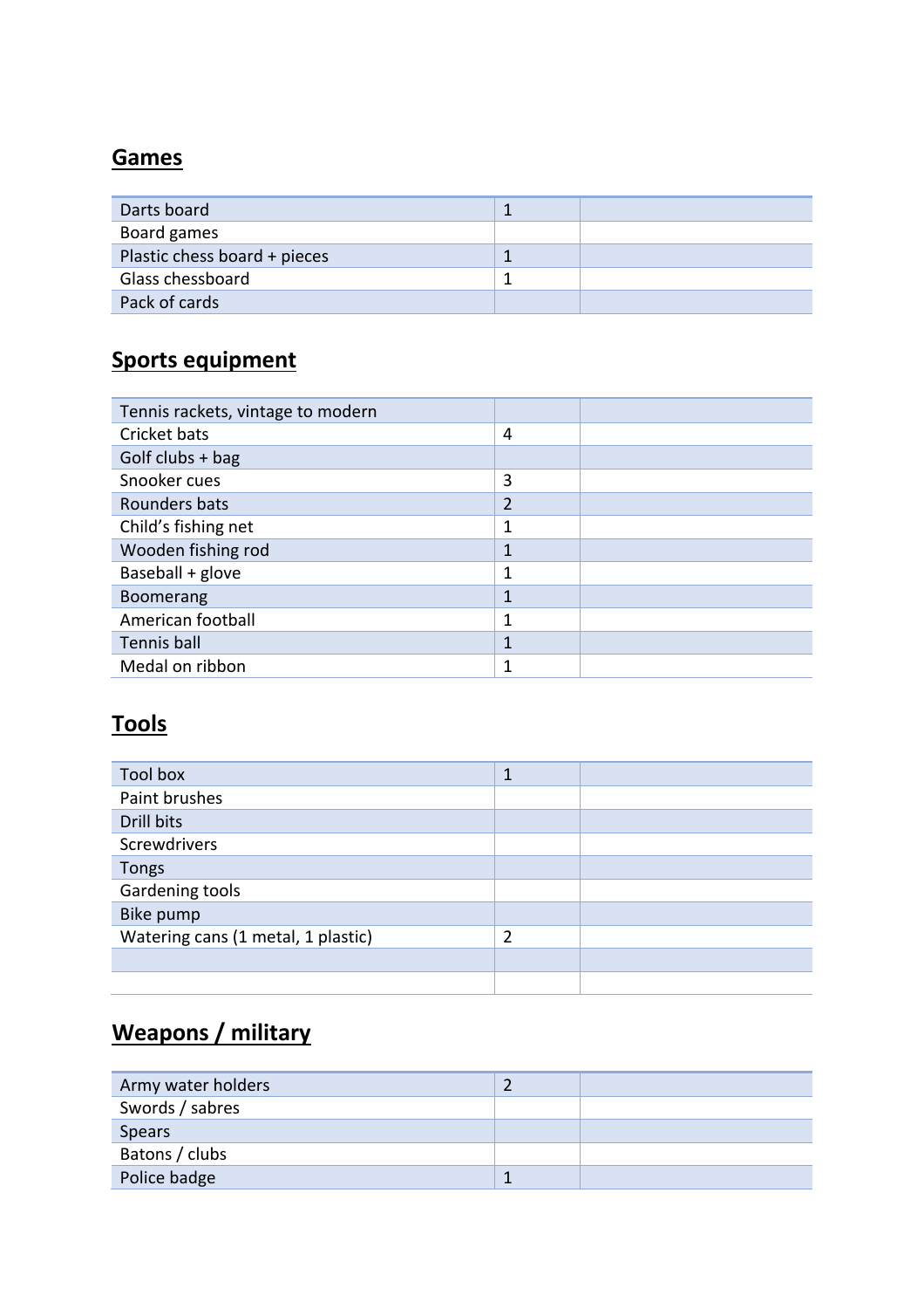## Games

| | | |
|---|---|---|
| Darts board | 1 | |
| Board games | | |
| Plastic chess board + pieces | 1 | |
| Glass chessboard | 1 | |
| Pack of cards | | |

## Sports equipment

| | | |
|---|---|---|
| Tennis rackets, vintage to modern | | |
| Cricket bats | 4 | |
| Golf clubs + bag | | |
| Snooker cues | 3 | |
| Rounders bats | 2 | |
| Child's fishing net | 1 | |
| Wooden fishing rod | 1 | |
| Baseball + glove | 1 | |
| Boomerang | 1 | |
| American football | 1 | |
| Tennis ball | 1 | |
| Medal on ribbon | 1 | |

## Tools

| | | |
|---|---|---|
| Tool box | 1 | |
| Paint brushes | | |
| Drill bits | | |
| Screwdrivers | | |
| Tongs | | |
| Gardening tools | | |
| Bike pump | | |
| Watering cans (1 metal, 1 plastic) | 2 | |
| | | |
| | | |

## Weapons / military

| | | |
|---|---|---|
| Army water holders | 2 | |
| Swords / sabres | | |
| Spears | | |
| Batons / clubs | | |
| Police badge | 1 | |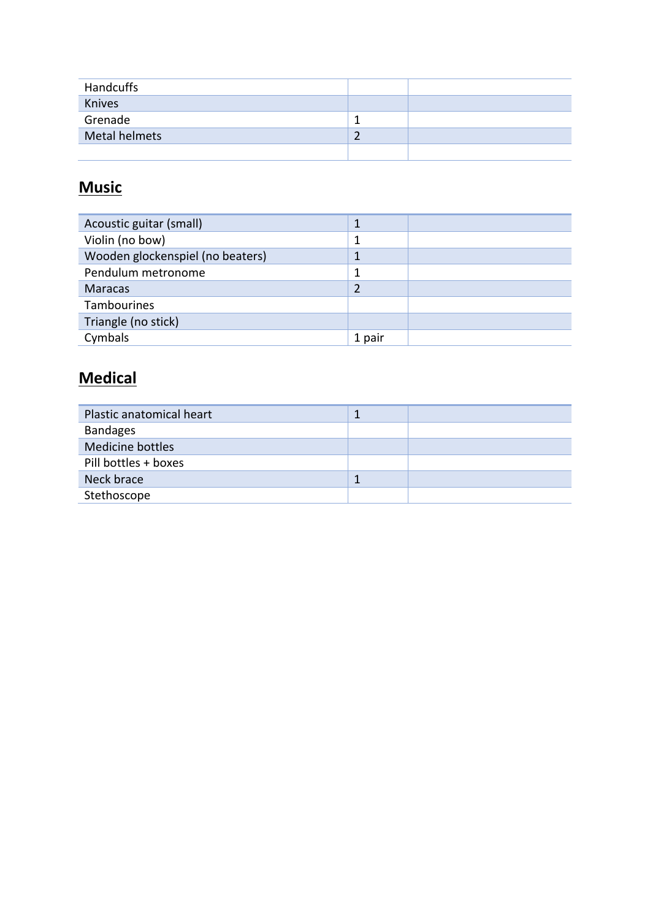| | | |
|---|---|---|
| Handcuffs | | |
| Knives | | |
| Grenade | 1 | |
| Metal helmets | 2 | |
| | | |

## Music

| | | |
|---|---|---|
| Acoustic guitar (small) | 1 | |
| Violin (no bow) | 1 | |
| Wooden glockenspiel (no beaters) | 1 | |
| Pendulum metronome | 1 | |
| Maracas | 2 | |
| Tambourines | | |
| Triangle (no stick) | | |
| Cymbals | 1 pair | |

## Medical

| | | |
|---|---|---|
| Plastic anatomical heart | 1 | |
| Bandages | | |
| Medicine bottles | | |
| Pill bottles + boxes | | |
| Neck brace | 1 | |
| Stethoscope | | |